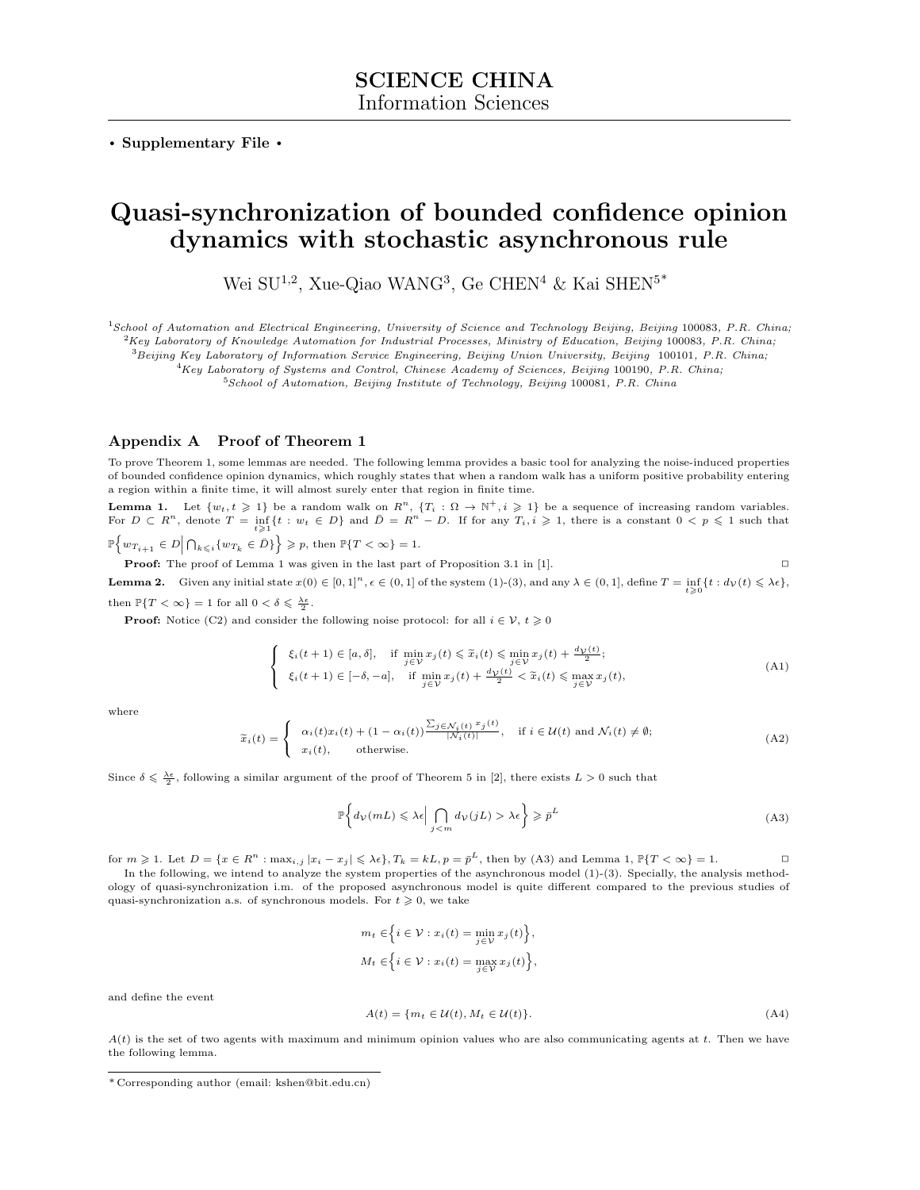**SCIENCE CHINA**
Information Sciences

• **Supplementary File** •

# Quasi-synchronization of bounded confidence opinion dynamics with stochastic asynchronous rule

Wei SU[1,2], Xue-Qiao WANG[3], Ge CHEN[4] & Kai SHEN[5*]

[1]*School of Automation and Electrical Engineering, University of Science and Technology Beijing, Beijing* 100083*, P.R. China;*
[2]*Key Laboratory of Knowledge Automation for Industrial Processes, Ministry of Education, Beijing* 100083*, P.R. China;*
[3]*Beijing Key Laboratory of Information Service Engineering, Beijing Union University, Beijing* 100101*, P.R. China;*
[4]*Key Laboratory of Systems and Control, Chinese Academy of Sciences, Beijing* 100190*, P.R. China;*
[5]*School of Automation, Beijing Institute of Technology, Beijing* 100081*, P.R. China*

## Appendix A Proof of Theorem 1

To prove Theorem 1, some lemmas are needed. The following lemma provides a basic tool for analyzing the noise-induced properties of bounded confidence opinion dynamics, which roughly states that when a random walk has a uniform positive probability entering a region within a finite time, it will almost surely enter that region in finite time.

**Lemma 1.** Let $\{w_t, t \geqslant 1\}$ be a random walk on $R^n$, $\{T_i : \Omega \to \mathbb{N}^+, i \geqslant 1\}$ be a sequence of increasing random variables. For $D \subset R^n$, denote $T = \inf_{t \geqslant 1}\{t : w_t \in D\}$ and $\bar{D} = R^n - D$. If for any $T_i, i \geqslant 1$, there is a constant $0 < p \leqslant 1$ such that $\mathbb{P}\Big\{w_{T_{i+1}} \in D \Big| \bigcap_{k \leqslant i}\{w_{T_k} \in \bar{D}\}\Big\} \geqslant p$, then $\mathbb{P}\{T < \infty\} = 1$.

**Proof:** The proof of Lemma 1 was given in the last part of Proposition 3.1 in [1]. □

**Lemma 2.** Given any initial state $x(0) \in [0,1]^n$, $\epsilon \in (0,1]$ of the system (1)-(3), and any $\lambda \in (0,1]$, define $T = \inf_{t \geqslant 0}\{t : d_{\mathcal{V}}(t) \leqslant \lambda\epsilon\}$, then $\mathbb{P}\{T < \infty\} = 1$ for all $0 < \delta \leqslant \frac{\lambda\epsilon}{2}$.

**Proof:** Notice (C2) and consider the following noise protocol: for all $i \in \mathcal{V}$, $t \geqslant 0$

$$\begin{cases} \xi_i(t+1) \in [a, \delta], & \text{if } \min_{j \in \mathcal{V}} x_j(t) \leqslant \widetilde{x}_i(t) \leqslant \min_{j \in \mathcal{V}} x_j(t) + \frac{d_{\mathcal{V}}(t)}{2}; \\ \xi_i(t+1) \in [-\delta, -a], & \text{if } \min_{j \in \mathcal{V}} x_j(t) + \frac{d_{\mathcal{V}}(t)}{2} < \widetilde{x}_i(t) \leqslant \max_{j \in \mathcal{V}} x_j(t), \end{cases} \tag{A1}$$

where

$$\widetilde{x}_i(t) = \begin{cases} \alpha_i(t)x_i(t) + (1-\alpha_i(t))\frac{\sum_{j \in \mathcal{N}_i(t)} x_j(t)}{|\mathcal{N}_i(t)|}, & \text{if } i \in \mathcal{U}(t) \text{ and } \mathcal{N}_i(t) \neq \emptyset; \\ x_i(t), & \text{otherwise.} \end{cases} \tag{A2}$$

Since $\delta \leqslant \frac{\lambda\epsilon}{2}$, following a similar argument of the proof of Theorem 5 in [2], there exists $L > 0$ such that

$$\mathbb{P}\Big\{d_{\mathcal{V}}(mL) \leqslant \lambda\epsilon \Big| \bigcap_{j<m} d_{\mathcal{V}}(jL) > \lambda\epsilon\Big\} \geqslant \bar{p}^L \tag{A3}$$

for $m \geqslant 1$. Let $D = \{x \in R^n : \max_{i,j}|x_i - x_j| \leqslant \lambda\epsilon\}$, $T_k = kL$, $p = \bar{p}^L$, then by (A3) and Lemma 1, $\mathbb{P}\{T < \infty\} = 1$. □

In the following, we intend to analyze the system properties of the asynchronous model (1)-(3). Specially, the analysis methodology of quasi-synchronization i.m. of the proposed asynchronous model is quite different compared to the previous studies of quasi-synchronization a.s. of synchronous models. For $t \geqslant 0$, we take

$$m_t \in \Big\{i \in \mathcal{V} : x_i(t) = \min_{j \in \mathcal{V}} x_j(t)\Big\},$$
$$M_t \in \Big\{i \in \mathcal{V} : x_i(t) = \max_{j \in \mathcal{V}} x_j(t)\Big\},$$

and define the event

$$A(t) = \{m_t \in \mathcal{U}(t), M_t \in \mathcal{U}(t)\}. \tag{A4}$$

$A(t)$ is the set of two agents with maximum and minimum opinion values who are also communicating agents at $t$. Then we have the following lemma.

---

\* Corresponding author (email: kshen@bit.edu.cn)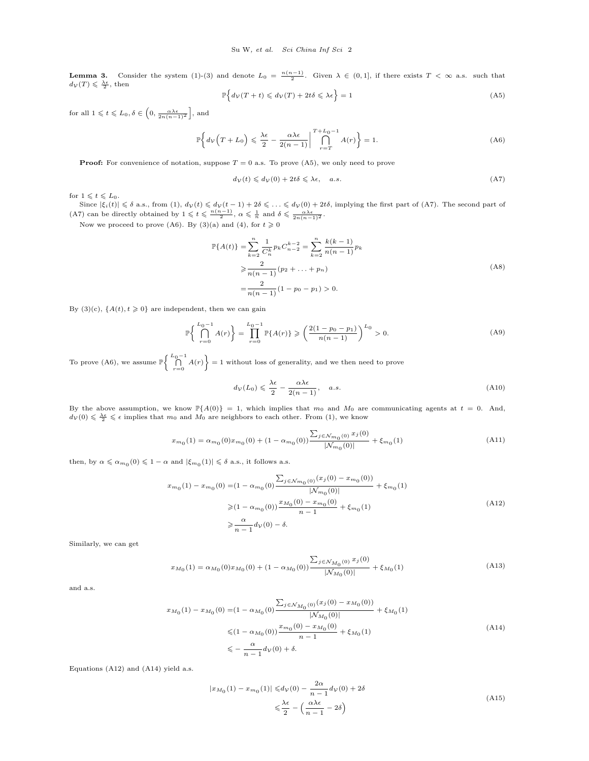**Lemma 3.** Consider the system (1)-(3) and denote $L_0 = \frac{n(n-1)}{2}$. Given $\lambda \in (0, 1]$, if there exists $T < \infty$ a.s. such that $d_{\mathcal{V}}(T) \leqslant \frac{\lambda\epsilon}{2}$, then

$$\mathbb{P}\Big\{ d_{\mathcal{V}}(T+t) \leqslant d_{\mathcal{V}}(T) + 2t\delta \leqslant \lambda\epsilon \Big\} = 1 \tag{A5}$$

for all $1 \leqslant t \leqslant L_0, \delta \in \Big(0, \frac{\alpha\lambda\epsilon}{2n(n-1)^2}\Big]$, and

$$\mathbb{P}\Big\{ d_{\mathcal{V}}\Big(T + L_0\Big) \leqslant \frac{\lambda\epsilon}{2} - \frac{\alpha\lambda\epsilon}{2(n-1)} \Big| \bigcap_{r=T}^{T+L_0-1} A(r) \Big\} = 1. \tag{A6}$$

**Proof:** For convenience of notation, suppose $T = 0$ a.s. To prove (A5), we only need to prove

$$d_{\mathcal{V}}(t) \leqslant d_{\mathcal{V}}(0) + 2t\delta \leqslant \lambda\epsilon, \quad a.s. \tag{A7}$$

for $1 \leqslant t \leqslant L_0$.

Since $|\xi_i(t)| \leqslant \delta$ a.s., from (1), $d_{\mathcal{V}}(t) \leqslant d_{\mathcal{V}}(t-1) + 2\delta \leqslant \ldots \leqslant d_{\mathcal{V}}(0) + 2t\delta$, implying the first part of (A7). The second part of (A7) can be directly obtained by $1 \leqslant t \leqslant \frac{n(n-1)}{2}$, $\alpha \leqslant \frac{1}{n}$ and $\delta \leqslant \frac{\alpha\lambda\epsilon}{2n(n-1)^2}$.

Now we proceed to prove (A6). By (3)(a) and (4), for $t \geqslant 0$

$$\begin{aligned}
\mathbb{P}\{A(t)\} =& \sum_{k=2}^{n} \frac{1}{C_n^k} p_k C_{n-2}^{k-2} = \sum_{k=2}^{n} \frac{k(k-1)}{n(n-1)} p_k \\
\geqslant& \frac{2}{n(n-1)}(p_2 + \ldots + p_n) \\
=& \frac{2}{n(n-1)}(1 - p_0 - p_1) > 0.
\end{aligned} \tag{A8}$$

By (3)(c), $\{A(t), t \geqslant 0\}$ are independent, then we can gain

$$\mathbb{P}\Big\{ \bigcap_{r=0}^{L_0-1} A(r) \Big\} = \prod_{r=0}^{L_0-1} \mathbb{P}\{A(r)\} \geqslant \Big(\frac{2(1-p_0-p_1)}{n(n-1)}\Big)^{L_0} > 0. \tag{A9}$$

To prove (A6), we assume $\mathbb{P}\Big\{ \bigcap_{r=0}^{L_0-1} A(r) \Big\} = 1$ without loss of generality, and we then need to prove

$$d_{\mathcal{V}}(L_0) \leqslant \frac{\lambda\epsilon}{2} - \frac{\alpha\lambda\epsilon}{2(n-1)}, \quad a.s. \tag{A10}$$

By the above assumption, we know $\mathbb{P}\{A(0)\} = 1$, which implies that $m_0$ and $M_0$ are communicating agents at $t = 0$. And, $d_{\mathcal{V}}(0) \leqslant \frac{\lambda\epsilon}{2} \leqslant \epsilon$ implies that $m_0$ and $M_0$ are neighbors to each other. From (1), we know

$$x_{m_0}(1) = \alpha_{m_0}(0)x_{m_0}(0) + (1 - \alpha_{m_0}(0))\frac{\sum_{j\in\mathcal{N}_{m_0}(0)} x_j(0)}{|\mathcal{N}_{m_0}(0)|} + \xi_{m_0}(1) \tag{A11}$$

then, by $\alpha \leqslant \alpha_{m_0}(0) \leqslant 1 - \alpha$ and $|\xi_{m_0}(1)| \leqslant \delta$ a.s., it follows a.s.

$$\begin{aligned}
x_{m_0}(1) - x_{m_0}(0) =& (1 - \alpha_{m_0}(0)\frac{\sum_{j\in\mathcal{N}_{m_0}(0)}(x_j(0) - x_{m_0}(0))}{|\mathcal{N}_{m_0}(0)|} + \xi_{m_0}(1) \\
\geqslant& (1 - \alpha_{m_0}(0))\frac{x_{M_0}(0) - x_{m_0}(0)}{n-1} + \xi_{m_0}(1) \\
\geqslant& \frac{\alpha}{n-1}d_{\mathcal{V}}(0) - \delta.
\end{aligned} \tag{A12}$$

Similarly, we can get

$$x_{M_0}(1) = \alpha_{M_0}(0)x_{M_0}(0) + (1 - \alpha_{M_0}(0))\frac{\sum_{j\in\mathcal{N}_{M_0}(0)} x_j(0)}{|\mathcal{N}_{M_0}(0)|} + \xi_{M_0}(1) \tag{A13}$$

and a.s.

$$\begin{aligned}
x_{M_0}(1) - x_{M_0}(0) =& (1 - \alpha_{M_0}(0)\frac{\sum_{j\in\mathcal{N}_{M_0}(0)}(x_j(0) - x_{M_0}(0))}{|\mathcal{N}_{M_0}(0)|} + \xi_{M_0}(1) \\
\leqslant& (1 - \alpha_{M_0}(0))\frac{x_{m_0}(0) - x_{M_0}(0)}{n-1} + \xi_{M_0}(1) \\
\leqslant& -\frac{\alpha}{n-1}d_{\mathcal{V}}(0) + \delta.
\end{aligned} \tag{A14}$$

Equations (A12) and (A14) yield a.s.

$$\begin{aligned}
|x_{M_0}(1) - x_{m_0}(1)| \leqslant& d_{\mathcal{V}}(0) - \frac{2\alpha}{n-1}d_{\mathcal{V}}(0) + 2\delta \\
\leqslant& \frac{\lambda\epsilon}{2} - \Big(\frac{\alpha\lambda\epsilon}{n-1} - 2\delta\Big)
\end{aligned} \tag{A15}$$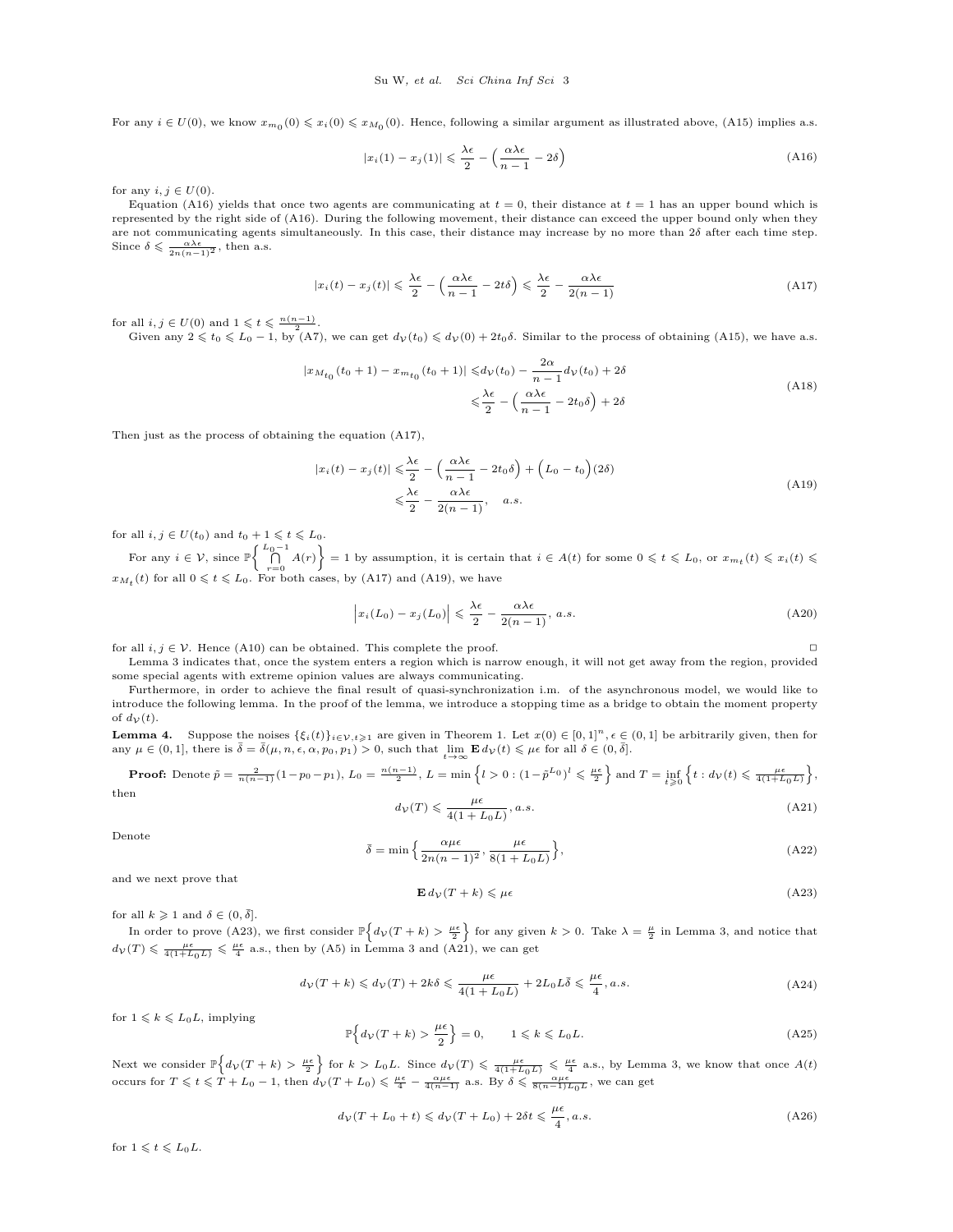For any $i \in U(0)$, we know $x_{m_0}(0) \leqslant x_i(0) \leqslant x_{M_0}(0)$. Hence, following a similar argument as illustrated above, (A15) implies a.s.

$$|x_i(1) - x_j(1)| \leqslant \frac{\lambda\epsilon}{2} - \Big(\frac{\alpha\lambda\epsilon}{n-1} - 2\delta\Big) \tag{A16}$$

for any $i, j \in U(0)$.

Equation (A16) yields that once two agents are communicating at $t = 0$, their distance at $t = 1$ has an upper bound which is represented by the right side of (A16). During the following movement, their distance can exceed the upper bound only when they are not communicating agents simultaneously. In this case, their distance may increase by no more than $2\delta$ after each time step. Since $\delta \leqslant \frac{\alpha\lambda\epsilon}{2n(n-1)^2}$, then a.s.

$$|x_i(t) - x_j(t)| \leqslant \frac{\lambda\epsilon}{2} - \Big(\frac{\alpha\lambda\epsilon}{n-1} - 2t\delta\Big) \leqslant \frac{\lambda\epsilon}{2} - \frac{\alpha\lambda\epsilon}{2(n-1)} \tag{A17}$$

for all $i, j \in U(0)$ and $1 \leqslant t \leqslant \frac{n(n-1)}{2}$.

Given any $2 \leqslant t_0 \leqslant L_0 - 1$, by (A7), we can get $d_{\mathcal{V}}(t_0) \leqslant d_{\mathcal{V}}(0) + 2t_0\delta$. Similar to the process of obtaining (A15), we have a.s.

$$\begin{aligned} |x_{M_{t_0}}(t_0+1) - x_{m_{t_0}}(t_0+1)| &\leqslant d_{\mathcal{V}}(t_0) - \frac{2\alpha}{n-1} d_{\mathcal{V}}(t_0) + 2\delta \\ &\leqslant \frac{\lambda\epsilon}{2} - \Big(\frac{\alpha\lambda\epsilon}{n-1} - 2t_0\delta\Big) + 2\delta \end{aligned} \tag{A18}$$

Then just as the process of obtaining the equation (A17),

$$\begin{aligned} |x_i(t) - x_j(t)| &\leqslant \frac{\lambda\epsilon}{2} - \Big(\frac{\alpha\lambda\epsilon}{n-1} - 2t_0\delta\Big) + \Big(L_0 - t_0\Big)(2\delta) \\ &\leqslant \frac{\lambda\epsilon}{2} - \frac{\alpha\lambda\epsilon}{2(n-1)^2}, \quad a.s. \end{aligned} \tag{A19}$$

for all $i, j \in U(t_0)$ and $t_0 + 1 \leqslant t \leqslant L_0$.

For any $i \in \mathcal{V}$, since $\mathbb{P}\Big\{\bigcap_{r=0}^{L_0-1} A(r)\Big\} = 1$ by assumption, it is certain that $i \in A(t)$ for some $0 \leqslant t \leqslant L_0$, or $x_{m_t}(t) \leqslant x_i(t) \leqslant x_{M_t}(t)$ for all $0 \leqslant t \leqslant L_0$. For both cases, by (A17) and (A19), we have

$$\Big|x_i(L_0) - x_j(L_0)\Big| \leqslant \frac{\lambda\epsilon}{2} - \frac{\alpha\lambda\epsilon}{2(n-1)}, \ a.s. \tag{A20}$$

for all $i, j \in \mathcal{V}$. Hence (A10) can be obtained. This complete the proof. $\square$

Lemma 3 indicates that, once the system enters a region which is narrow enough, it will not get away from the region, provided some special agents with extreme opinion values are always communicating.

Furthermore, in order to achieve the final result of quasi-synchronization i.m. of the asynchronous model, we would like to introduce the following lemma. In the proof of the lemma, we introduce a stopping time as a bridge to obtain the moment property of $d_{\mathcal{V}}(t)$.

**Lemma 4.** Suppose the noises $\{\xi_i(t)\}_{i \in \mathcal{V}, t \geqslant 1}$ are given in Theorem 1. Let $x(0) \in [0,1]^n, \epsilon \in (0,1]$ be arbitrarily given, then for any $\mu \in (0,1]$, there is $\bar{\delta} = \bar{\delta}(\mu, n, \epsilon, \alpha, p_0, p_1) > 0$, such that $\lim_{t\to\infty} \mathbf{E}\, d_{\mathcal{V}}(t) \leqslant \mu\epsilon$ for all $\delta \in (0, \bar{\delta}]$.

**Proof:** Denote $\tilde{p} = \frac{2}{n(n-1)}(1 - p_0 - p_1)$, $L_0 = \frac{n(n-1)}{2}$, $L = \min\Big\{l > 0 : (1 - \tilde{p}^{L_0})^l \leqslant \frac{\mu\epsilon}{2}\Big\}$ and $T = \inf_{t \geqslant 0}\Big\{t : d_{\mathcal{V}}(t) \leqslant \frac{\mu\epsilon}{4(1+L_0L)}\Big\}$, then

$$d_{\mathcal{V}}(T) \leqslant \frac{\mu\epsilon}{4(1+L_0L)}, a.s. \tag{A21}$$

Denote

$$\bar{\delta} = \min\Big\{\frac{\alpha\mu\epsilon}{2n(n-1)^2}, \frac{\mu\epsilon}{8(1+L_0L)}\Big\}, \tag{A22}$$

and we next prove that

$$\mathbf{E}\, d_{\mathcal{V}}(T+k) \leqslant \mu\epsilon \tag{A23}$$

for all $k \geqslant 1$ and $\delta \in (0, \bar{\delta}]$.

In order to prove (A23), we first consider $\mathbb{P}\Big\{d_{\mathcal{V}}(T+k) > \frac{\mu\epsilon}{2}\Big\}$ for any given $k > 0$. Take $\lambda = \frac{\mu}{2}$ in Lemma 3, and notice that $d_{\mathcal{V}}(T) \leqslant \frac{\mu\epsilon}{4(1+L_0L)} \leqslant \frac{\mu\epsilon}{4}$ a.s., then by (A5) in Lemma 3 and (A21), we can get

$$d_{\mathcal{V}}(T+k) \leqslant d_{\mathcal{V}}(T) + 2k\delta \leqslant \frac{\mu\epsilon}{4(1+L_0L)} + 2L_0L\bar{\delta} \leqslant \frac{\mu\epsilon}{4}, a.s. \tag{A24}$$

for $1 \leqslant k \leqslant L_0L$, implying

$$\mathbb{P}\Big\{d_{\mathcal{V}}(T+k) > \frac{\mu\epsilon}{2}\Big\} = 0, \qquad 1 \leqslant k \leqslant L_0L. \tag{A25}$$

Next we consider $\mathbb{P}\Big\{d_{\mathcal{V}}(T+k) > \frac{\mu\epsilon}{2}\Big\}$ for $k > L_0L$. Since $d_{\mathcal{V}}(T) \leqslant \frac{\mu\epsilon}{4(1+L_0L)} \leqslant \frac{\mu\epsilon}{4}$ a.s., by Lemma 3, we know that once $A(t)$ occurs for $T \leqslant t \leqslant T + L_0 - 1$, then $d_{\mathcal{V}}(T+L_0) \leqslant \frac{\mu\epsilon}{4} - \frac{\alpha\mu\epsilon}{4(n-1)}$ a.s. By $\delta \leqslant \frac{\alpha\mu\epsilon}{8(n-1)L_0L}$, we can get

$$d_{\mathcal{V}}(T + L_0 + t) \leqslant d_{\mathcal{V}}(T+L_0) + 2\delta t \leqslant \frac{\mu\epsilon}{4}, a.s. \tag{A26}$$

for $1 \leqslant t \leqslant L_0L$.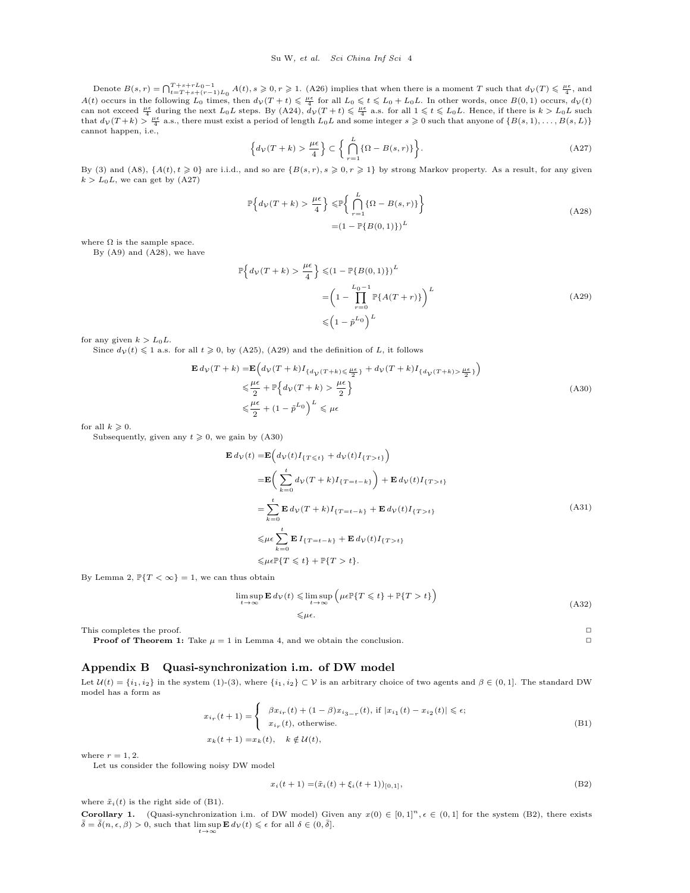Denote $B(s,r) = \bigcap_{t=T+s+(r-1)L_0}^{T+s+rL_0-1} A(t), s \geqslant 0, r \geqslant 1$. (A26) implies that when there is a moment $T$ such that $d_{\mathcal{V}}(T) \leqslant \frac{\mu\epsilon}{4}$, and $A(t)$ occurs in the following $L_0$ times, then $d_{\mathcal{V}}(T+t) \leqslant \frac{\mu\epsilon}{4}$ for all $L_0 \leqslant t \leqslant L_0 + L_0L$. In other words, once $B(0,1)$ occurs, $d_{\mathcal{V}}(t)$ can not exceed $\frac{\mu\epsilon}{4}$ during the next $L_0L$ steps. By (A24), $d_{\mathcal{V}}(T+t) \leqslant \frac{\mu\epsilon}{4}$ a.s. for all $1 \leqslant t \leqslant L_0L$. Hence, if there is $k > L_0L$ such that $d_{\mathcal{V}}(T+k) > \frac{\mu\epsilon}{4}$ a.s., there must exist a period of length $L_0L$ and some integer $s \geqslant 0$ such that anyone of $\{B(s,1),\ldots,B(s,L)\}$ cannot happen, i.e.,

$$\Big\{d_{\mathcal{V}}(T+k) > \frac{\mu\epsilon}{4}\Big\} \subset \Big\{\bigcap_{r=1}^{L}\{\Omega - B(s,r)\}\Big\}. \tag{A27}$$

By (3) and (A8), $\{A(t), t \geqslant 0\}$ are i.i.d., and so are $\{B(s,r), s \geqslant 0, r \geqslant 1\}$ by strong Markov property. As a result, for any given $k > L_0L$, we can get by (A27)

$$\begin{aligned}\mathbb{P}\Big\{d_{\mathcal{V}}(T+k) > \frac{\mu\epsilon}{4}\Big\} \leqslant& \mathbb{P}\Big\{\bigcap_{r=1}^{L}\{\Omega - B(s,r)\}\Big\}\\ =&(1-\mathbb{P}\{B(0,1)\})^L\end{aligned} \tag{A28}$$

where $\Omega$ is the sample space.

By (A9) and (A28), we have

$$\begin{aligned}\mathbb{P}\Big\{d_{\mathcal{V}}(T+k) > \frac{\mu\epsilon}{4}\Big\} \leqslant&(1-\mathbb{P}\{B(0,1)\})^L\\ =&\Big(1-\prod_{r=0}^{L_0-1}\mathbb{P}\{A(T+r)\}\Big)^L\\ \leqslant&\Big(1-\tilde{p}^{L_0}\Big)^L\end{aligned} \tag{A29}$$

for any given $k > L_0L$.

Since $d_{\mathcal{V}}(t) \leqslant 1$ a.s. for all $t \geqslant 0$, by (A25), (A29) and the definition of $L$, it follows

$$\begin{aligned}\mathbf{E}\,d_{\mathcal{V}}(T+k) =& \mathbf{E}\Big(d_{\mathcal{V}}(T+k)I_{\{d_{\mathcal{V}}(T+k)\leqslant\frac{\mu\epsilon}{2}\}} + d_{\mathcal{V}}(T+k)I_{\{d_{\mathcal{V}}(T+k)>\frac{\mu\epsilon}{2}\}}\Big)\\ \leqslant&\frac{\mu\epsilon}{2} + \mathbb{P}\Big\{d_{\mathcal{V}}(T+k) > \frac{\mu\epsilon}{2}\Big\}\\ \leqslant&\frac{\mu\epsilon}{2} + (1-\tilde{p}^{L_0})^L \leqslant \mu\epsilon\end{aligned} \tag{A30}$$

for all $k \geqslant 0$.

Subsequently, given any $t \geqslant 0$, we gain by (A30)

$$\begin{aligned}\mathbf{E}\,d_{\mathcal{V}}(t) =& \mathbf{E}\Big(d_{\mathcal{V}}(t)I_{\{T\leqslant t\}} + d_{\mathcal{V}}(t)I_{\{T>t\}}\Big)\\ =&\mathbf{E}\Big(\sum_{k=0}^{t} d_{\mathcal{V}}(T+k)I_{\{T=t-k\}}\Big) + \mathbf{E}\,d_{\mathcal{V}}(t)I_{\{T>t\}}\\ =&\sum_{k=0}^{t}\mathbf{E}\,d_{\mathcal{V}}(T+k)I_{\{T=t-k\}} + \mathbf{E}\,d_{\mathcal{V}}(t)I_{\{T>t\}}\\ \leqslant&\mu\epsilon\sum_{k=0}^{t}\mathbf{E}\,I_{\{T=t-k\}} + \mathbf{E}\,d_{\mathcal{V}}(t)I_{\{T>t\}}\\ \leqslant&\mu\epsilon\mathbb{P}\{T\leqslant t\} + \mathbb{P}\{T>t\}.\end{aligned} \tag{A31}$$

By Lemma 2, $\mathbb{P}\{T<\infty\} = 1$, we can thus obtain

$$\begin{aligned}\limsup_{t\to\infty}\mathbf{E}\,d_{\mathcal{V}}(t) \leqslant& \limsup_{t\to\infty}\Big(\mu\epsilon\mathbb{P}\{T\leqslant t\} + \mathbb{P}\{T>t\}\Big)\\ \leqslant&\mu\epsilon.\end{aligned} \tag{A32}$$

This completes the proof. □

**Proof of Theorem 1:** Take $\mu = 1$ in Lemma 4, and we obtain the conclusion. □

## Appendix B Quasi-synchronization i.m. of DW model

Let $\mathcal{U}(t) = \{i_1, i_2\}$ in the system (1)-(3), where $\{i_1, i_2\} \subset \mathcal{V}$ is an arbitrary choice of two agents and $\beta \in (0,1]$. The standard DW model has a form as

$$\begin{aligned}x_{i_r}(t+1) =& \begin{cases}\beta x_{i_r}(t) + (1-\beta)x_{i_{3-r}}(t), \text{ if } |x_{i_1}(t) - x_{i_2}(t)| \leqslant \epsilon;\\ x_{i_r}(t), \text{ otherwise.}\end{cases}\\ x_k(t+1) =& x_k(t), \quad k \notin \mathcal{U}(t),\end{aligned} \tag{B1}$$

where $r = 1, 2$.

Let us consider the following noisy DW model

$$x_i(t+1) = (\tilde{x}_i(t) + \xi_i(t+1))_{[0,1]}, \tag{B2}$$

where $\tilde{x}_i(t)$ is the right side of (B1).

**Corollary 1.** (Quasi-synchronization i.m. of DW model) Given any $x(0) \in [0,1]^n, \epsilon \in (0,1]$ for the system (B2), there exists $\bar{\delta} = \bar{\delta}(n,\epsilon,\beta) > 0$, such that $\limsup_{t\to\infty}\mathbf{E}\,d_{\mathcal{V}}(t) \leqslant \epsilon$ for all $\delta \in (0,\bar{\delta}]$.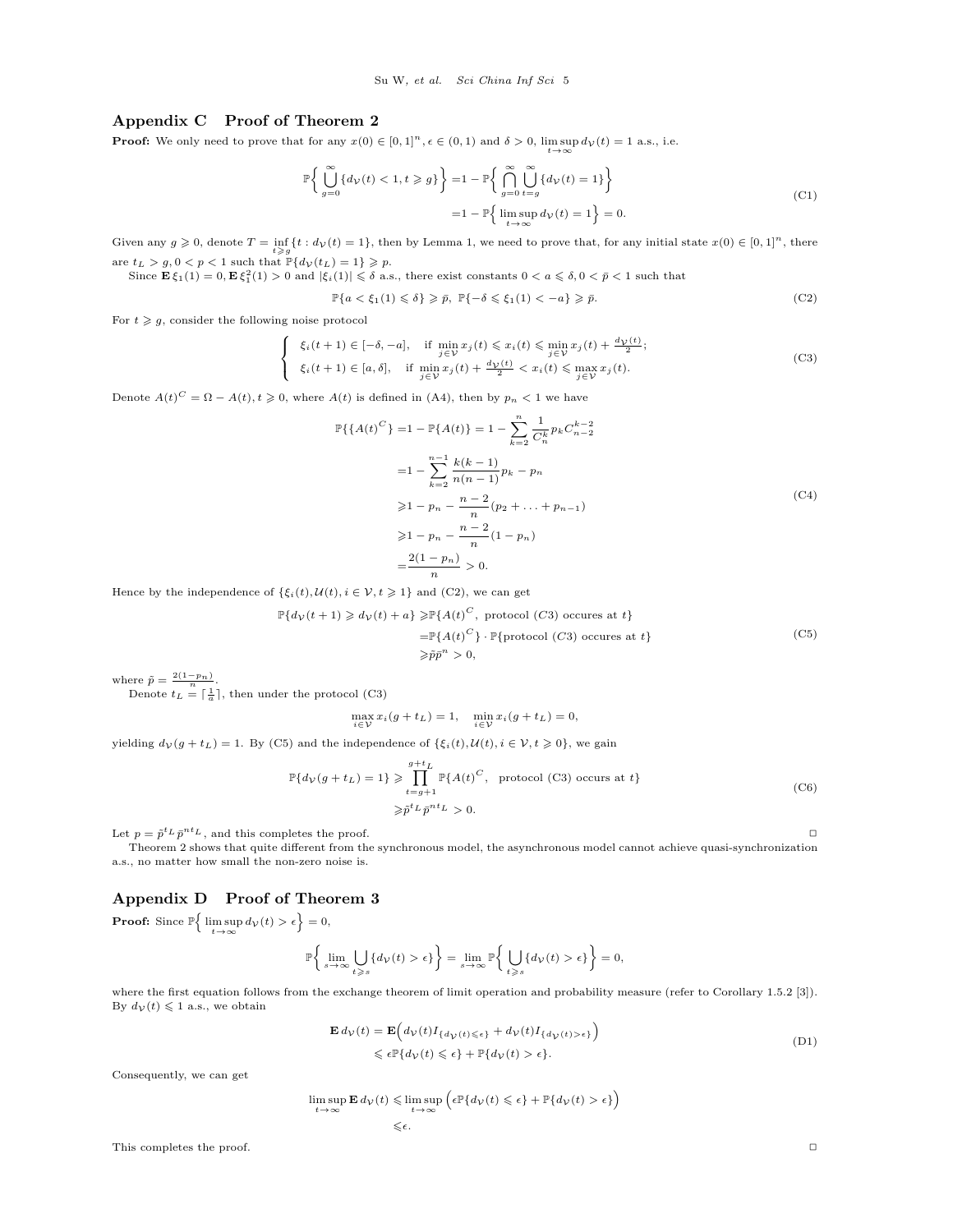## Appendix C Proof of Theorem 2

**Proof:** We only need to prove that for any $x(0) \in [0,1]^n, \epsilon \in (0,1)$ and $\delta > 0$, $\limsup_{t\to\infty} d_{\mathcal{V}}(t) = 1$ a.s., i.e.

$$
\begin{aligned}
\mathbb{P}\Big\{ \bigcup_{g=0}^{\infty} \{d_{\mathcal{V}}(t) < 1, t \geqslant g\} \Big\} &= 1 - \mathbb{P}\Big\{ \bigcap_{g=0}^{\infty} \bigcup_{t=g}^{\infty} \{d_{\mathcal{V}}(t) = 1\} \Big\} \\
&= 1 - \mathbb{P}\Big\{ \limsup_{t\to\infty} d_{\mathcal{V}}(t) = 1 \Big\} = 0.
\end{aligned} \tag{C1}
$$

Given any $g \geqslant 0$, denote $T = \inf_{t \geqslant g}\{t : d_{\mathcal{V}}(t) = 1\}$, then by Lemma 1, we need to prove that, for any initial state $x(0) \in [0,1]^n$, there are $t_L > g, 0 < p < 1$ such that $\mathbb{P}\{d_{\mathcal{V}}(t_L) = 1\} \geqslant p$.

Since $\mathbf{E}\,\xi_1(1) = 0, \mathbf{E}\,\xi_1^2(1) > 0$ and $|\xi_i(1)| \leqslant \delta$ a.s., there exist constants $0 < a \leqslant \delta, 0 < \bar{p} < 1$ such that

$$
\mathbb{P}\{a < \xi_1(1) \leqslant \delta\} \geqslant \bar{p}, \ \mathbb{P}\{-\delta \leqslant \xi_1(1) < -a\} \geqslant \bar{p}. \tag{C2}
$$

For $t \geqslant g$, consider the following noise protocol

$$
\begin{cases}
\xi_i(t+1) \in [-\delta, -a], & \text{if } \min_{j\in\mathcal{V}} x_j(t) \leqslant x_i(t) \leqslant \min_{j\in\mathcal{V}} x_j(t) + \frac{d_{\mathcal{V}}(t)}{2}; \\
\xi_i(t+1) \in [a, \delta], & \text{if } \min_{j\in\mathcal{V}} x_j(t) + \frac{d_{\mathcal{V}}(t)}{2} < x_i(t) \leqslant \max_{j\in\mathcal{V}} x_j(t).
\end{cases} \tag{C3}
$$

Denote $A(t)^C = \Omega - A(t), t \geqslant 0$, where $A(t)$ is defined in (A4), then by $p_n < 1$ we have

$$
\begin{aligned}
\mathbb{P}\{\{A(t)^C\} &= 1 - \mathbb{P}\{A(t)\} = 1 - \sum_{k=2}^{n} \frac{1}{C_n^k} p_k C_{n-2}^{k-2} \\
&= 1 - \sum_{k=2}^{n-1} \frac{k(k-1)}{n(n-1)} p_k - p_n \\
&\geqslant 1 - p_n - \frac{n-2}{n}(p_2 + \ldots + p_{n-1}) \\
&\geqslant 1 - p_n - \frac{n-2}{n}(1 - p_n) \\
&= \frac{2(1-p_n)}{n} > 0.
\end{aligned} \tag{C4}
$$

Hence by the independence of $\{\xi_i(t), \mathcal{U}(t), i \in \mathcal{V}, t \geqslant 1\}$ and (C2), we can get

$$
\begin{aligned}
\mathbb{P}\{d_{\mathcal{V}}(t+1) \geqslant d_{\mathcal{V}}(t) + a\} &\geqslant \mathbb{P}\{A(t)^C, \text{ protocol } (C3) \text{ occures at } t\} \\
&= \mathbb{P}\{A(t)^C\} \cdot \mathbb{P}\{\text{protocol } (C3) \text{ occures at } t\} \\
&\geqslant \tilde{p}\bar{p}^n > 0,
\end{aligned} \tag{C5}
$$

where $\tilde{p} = \frac{2(1-p_n)}{n}$.

Denote $t_L = \lceil \frac{1}{a} \rceil$, then under the protocol (C3)

$$
\max_{i\in\mathcal{V}} x_i(g + t_L) = 1, \quad \min_{i\in\mathcal{V}} x_i(g + t_L) = 0,
$$

yielding $d_{\mathcal{V}}(g + t_L) = 1$. By (C5) and the independence of $\{\xi_i(t), \mathcal{U}(t), i \in \mathcal{V}, t \geqslant 0\}$, we gain

$$
\begin{aligned}
\mathbb{P}\{d_{\mathcal{V}}(g + t_L) = 1\} &\geqslant \prod_{t=g+1}^{g+t_L} \mathbb{P}\{A(t)^C, \ \text{ protocol (C3) occurs at } t\} \\
&\geqslant \tilde{p}^{t_L} \bar{p}^{n t_L} > 0.
\end{aligned} \tag{C6}
$$

Let $p = \tilde{p}^{t_L} \bar{p}^{n t_L}$, and this completes the proof. □

Theorem 2 shows that quite different from the synchronous model, the asynchronous model cannot achieve quasi-synchronization a.s., no matter how small the non-zero noise is.

## Appendix D Proof of Theorem 3

**Proof:** Since $\mathbb{P}\Big\{ \limsup_{t\to\infty} d_{\mathcal{V}}(t) > \epsilon \Big\} = 0$,

$$
\mathbb{P}\Big\{ \lim_{s\to\infty} \bigcup_{t \geqslant s} \{d_{\mathcal{V}}(t) > \epsilon\} \Big\} = \lim_{s\to\infty} \mathbb{P}\Big\{ \bigcup_{t \geqslant s} \{d_{\mathcal{V}}(t) > \epsilon\} \Big\} = 0,
$$

where the first equation follows from the exchange theorem of limit operation and probability measure (refer to Corollary 1.5.2 [3]). By $d_{\mathcal{V}}(t) \leqslant 1$ a.s., we obtain

$$
\begin{aligned}
\mathbf{E}\, d_{\mathcal{V}}(t) &= \mathbf{E}\Big( d_{\mathcal{V}}(t) I_{\{d_{\mathcal{V}}(t) \leqslant \epsilon\}} + d_{\mathcal{V}}(t) I_{\{d_{\mathcal{V}}(t) > \epsilon\}} \Big) \\
&\leqslant \epsilon \mathbb{P}\{d_{\mathcal{V}}(t) \leqslant \epsilon\} + \mathbb{P}\{d_{\mathcal{V}}(t) > \epsilon\}.
\end{aligned} \tag{D1}
$$

Consequently, we can get

$$
\begin{aligned}
\limsup_{t\to\infty} \mathbf{E}\, d_{\mathcal{V}}(t) &\leqslant \limsup_{t\to\infty} \Big( \epsilon \mathbb{P}\{d_{\mathcal{V}}(t) \leqslant \epsilon\} + \mathbb{P}\{d_{\mathcal{V}}(t) > \epsilon\} \Big) \\
&\leqslant \epsilon.
\end{aligned}
$$

This completes the proof. □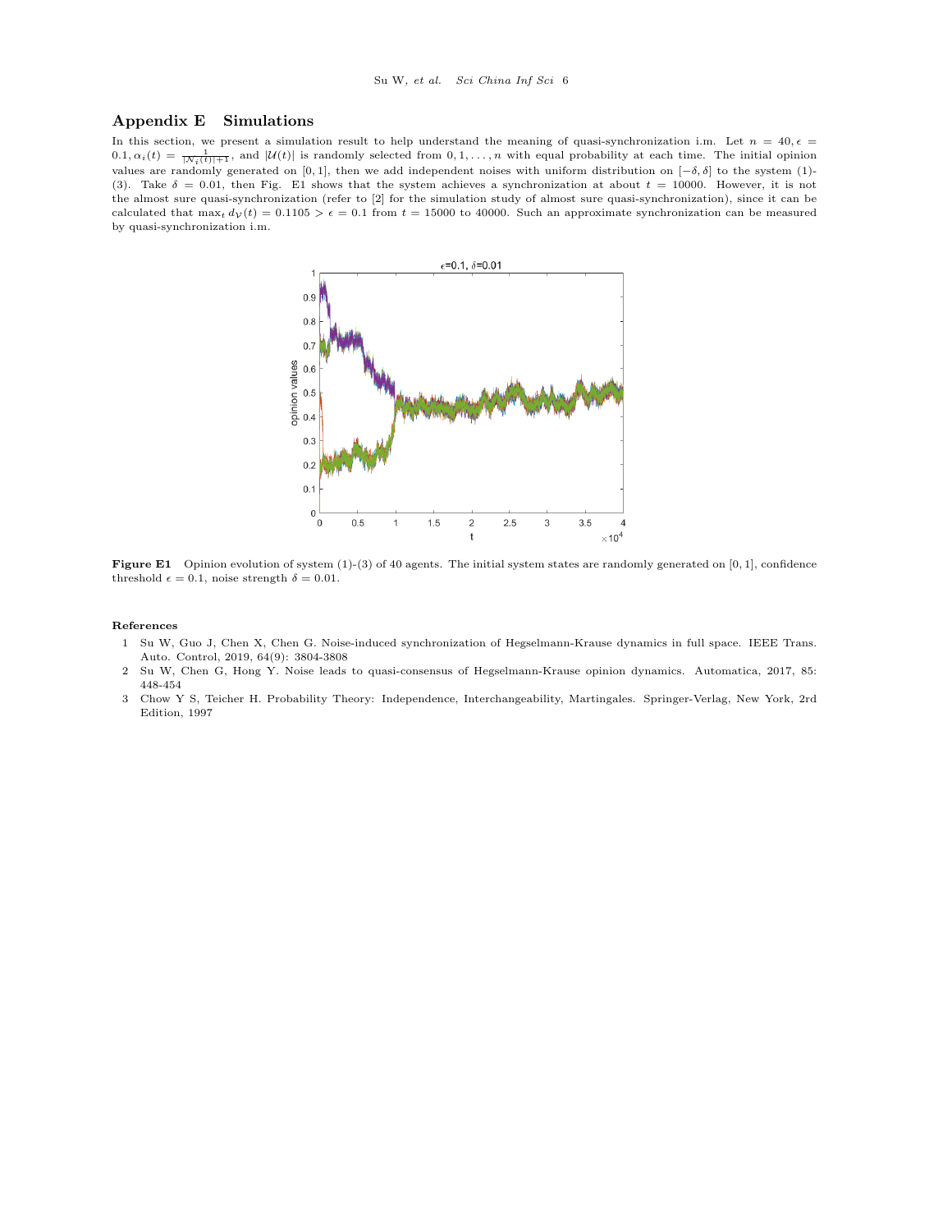## Appendix E Simulations

In this section, we present a simulation result to help understand the meaning of quasi-synchronization i.m. Let $n = 40, \epsilon = 0.1, \alpha_i(t) = \frac{1}{|\mathcal{N}_i(t)|+1}$, and $|\mathcal{U}(t)|$ is randomly selected from $0, 1, \ldots, n$ with equal probability at each time. The initial opinion values are randomly generated on $[0, 1]$, then we add independent noises with uniform distribution on $[-\delta, \delta]$ to the system (1)-(3). Take $\delta = 0.01$, then Fig. E1 shows that the system achieves a synchronization at about $t = 10000$. However, it is not the almost sure quasi-synchronization (refer to [2] for the simulation study of almost sure quasi-synchronization), since it can be calculated that $\max_t d_{\mathcal{V}}(t) = 0.1105 > \epsilon = 0.1$ from $t = 15000$ to 40000. Such an approximate synchronization can be measured by quasi-synchronization i.m.

$\epsilon$=0.1, $\delta$=0.01

opinion values

1
0.9
0.8
0.7
0.6
0.5
0.4
0.3
0.2
0.1
0

0 0.5 1 1.5 2 2.5 3 3.5 4

t

$\times 10^4$

**Figure E1** Opinion evolution of system (1)-(3) of 40 agents. The initial system states are randomly generated on [0, 1], confidence threshold $\epsilon = 0.1$, noise strength $\delta = 0.01$.

### References

1. Su W, Guo J, Chen X, Chen G. Noise-induced synchronization of Hegselmann-Krause dynamics in full space. IEEE Trans. Auto. Control, 2019, 64(9): 3804-3808
2. Su W, Chen G, Hong Y. Noise leads to quasi-consensus of Hegselmann-Krause opinion dynamics. Automatica, 2017, 85: 448-454
3. Chow Y S, Teicher H. Probability Theory: Independence, Interchangeability, Martingales. Springer-Verlag, New York, 2rd Edition, 1997